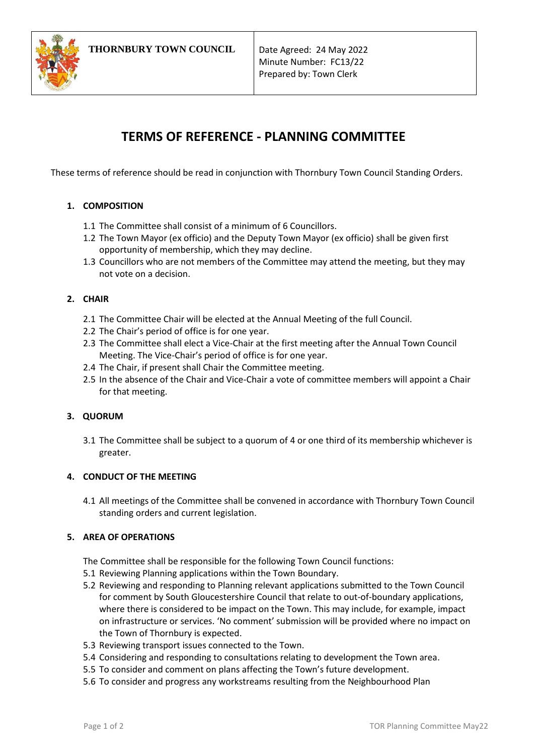| THORNBURY TOWN COUNCIL | Date Agreed: 24 May 2022<br>Minute Number: FC13/22<br>Prepared by: Town Clerk |
|---|---|

# TERMS OF REFERENCE - PLANNING COMMITTEE

These terms of reference should be read in conjunction with Thornbury Town Council Standing Orders.

## 1. COMPOSITION

1.1 The Committee shall consist of a minimum of 6 Councillors.
1.2 The Town Mayor (ex officio) and the Deputy Town Mayor (ex officio) shall be given first opportunity of membership, which they may decline.
1.3 Councillors who are not members of the Committee may attend the meeting, but they may not vote on a decision.

## 2. CHAIR

2.1 The Committee Chair will be elected at the Annual Meeting of the full Council.
2.2 The Chair's period of office is for one year.
2.3 The Committee shall elect a Vice-Chair at the first meeting after the Annual Town Council Meeting. The Vice-Chair's period of office is for one year.
2.4 The Chair, if present shall Chair the Committee meeting.
2.5 In the absence of the Chair and Vice-Chair a vote of committee members will appoint a Chair for that meeting.

## 3. QUORUM

3.1 The Committee shall be subject to a quorum of 4 or one third of its membership whichever is greater.

## 4. CONDUCT OF THE MEETING

4.1 All meetings of the Committee shall be convened in accordance with Thornbury Town Council standing orders and current legislation.

## 5. AREA OF OPERATIONS

The Committee shall be responsible for the following Town Council functions:

5.1 Reviewing Planning applications within the Town Boundary.
5.2 Reviewing and responding to Planning relevant applications submitted to the Town Council for comment by South Gloucestershire Council that relate to out-of-boundary applications, where there is considered to be impact on the Town. This may include, for example, impact on infrastructure or services. 'No comment' submission will be provided where no impact on the Town of Thornbury is expected.
5.3 Reviewing transport issues connected to the Town.
5.4 Considering and responding to consultations relating to development the Town area.
5.5 To consider and comment on plans affecting the Town's future development.
5.6 To consider and progress any workstreams resulting from the Neighbourhood Plan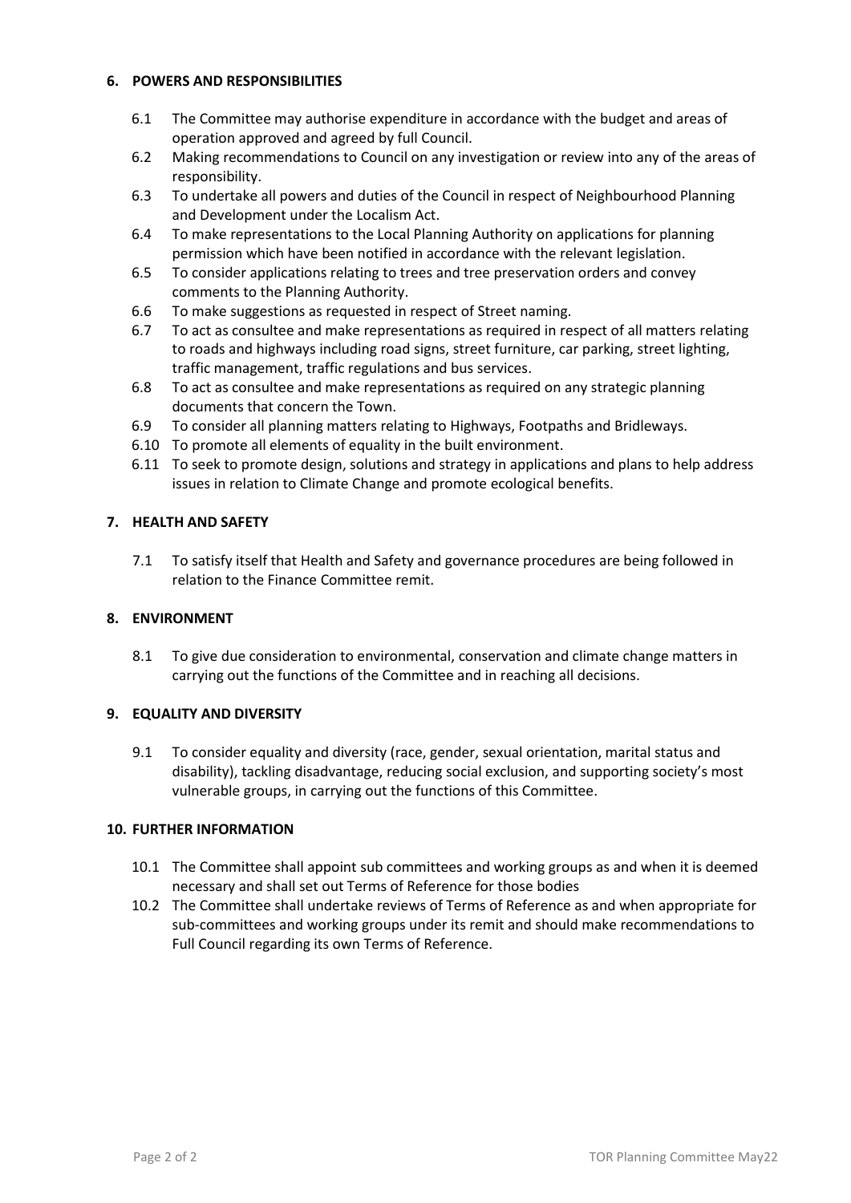## 6. POWERS AND RESPONSIBILITIES

6.1 The Committee may authorise expenditure in accordance with the budget and areas of operation approved and agreed by full Council.

6.2 Making recommendations to Council on any investigation or review into any of the areas of responsibility.

6.3 To undertake all powers and duties of the Council in respect of Neighbourhood Planning and Development under the Localism Act.

6.4 To make representations to the Local Planning Authority on applications for planning permission which have been notified in accordance with the relevant legislation.

6.5 To consider applications relating to trees and tree preservation orders and convey comments to the Planning Authority.

6.6 To make suggestions as requested in respect of Street naming.

6.7 To act as consultee and make representations as required in respect of all matters relating to roads and highways including road signs, street furniture, car parking, street lighting, traffic management, traffic regulations and bus services.

6.8 To act as consultee and make representations as required on any strategic planning documents that concern the Town.

6.9 To consider all planning matters relating to Highways, Footpaths and Bridleways.

6.10 To promote all elements of equality in the built environment.

6.11 To seek to promote design, solutions and strategy in applications and plans to help address issues in relation to Climate Change and promote ecological benefits.

## 7. HEALTH AND SAFETY

7.1 To satisfy itself that Health and Safety and governance procedures are being followed in relation to the Finance Committee remit.

## 8. ENVIRONMENT

8.1 To give due consideration to environmental, conservation and climate change matters in carrying out the functions of the Committee and in reaching all decisions.

## 9. EQUALITY AND DIVERSITY

9.1 To consider equality and diversity (race, gender, sexual orientation, marital status and disability), tackling disadvantage, reducing social exclusion, and supporting society's most vulnerable groups, in carrying out the functions of this Committee.

## 10. FURTHER INFORMATION

10.1 The Committee shall appoint sub committees and working groups as and when it is deemed necessary and shall set out Terms of Reference for those bodies

10.2 The Committee shall undertake reviews of Terms of Reference as and when appropriate for sub-committees and working groups under its remit and should make recommendations to Full Council regarding its own Terms of Reference.